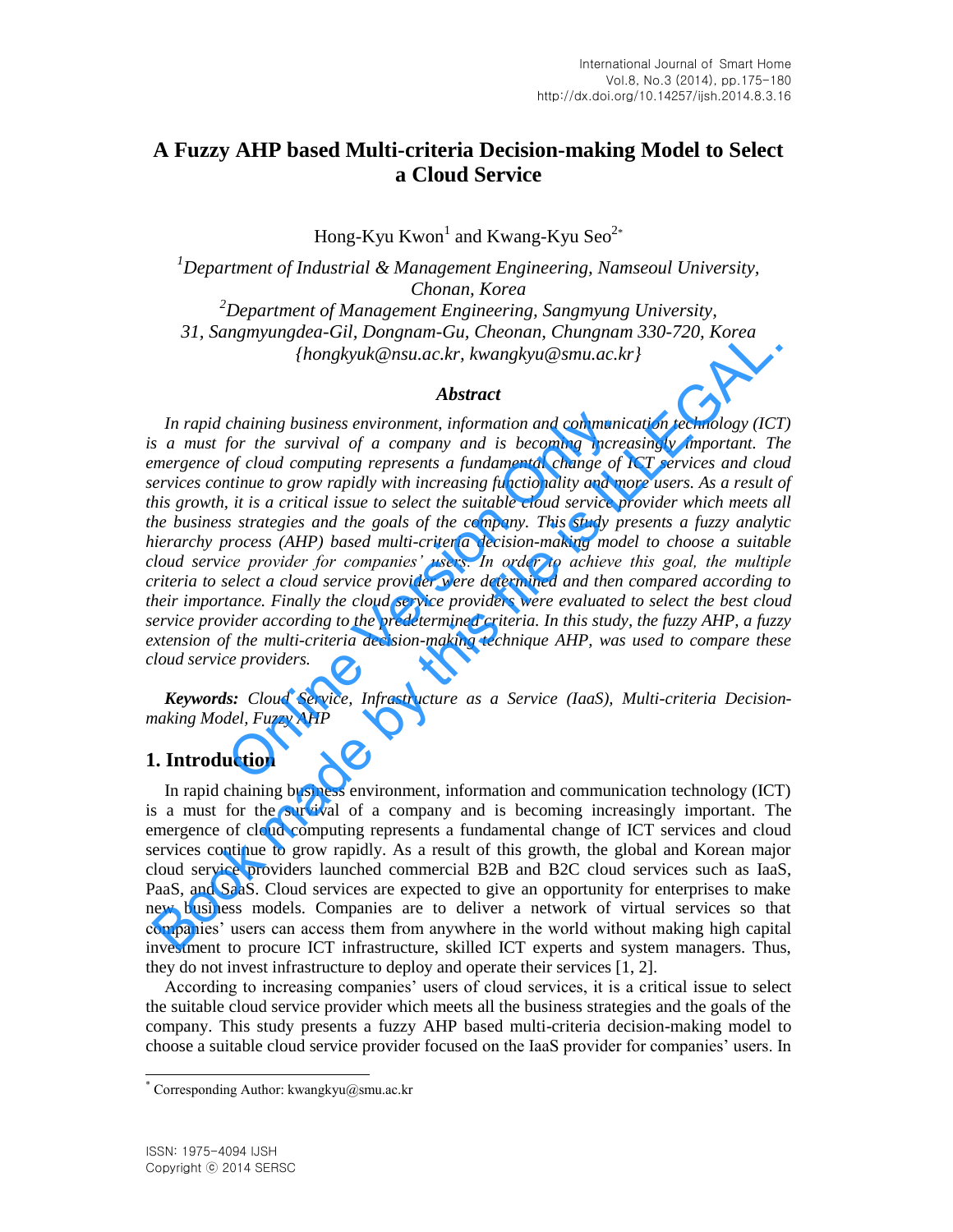# A Fuzzy AHP based Multi-criteria Decision-making Model to Select a Cloud Service

Hong-Kyu Kwon[1] and Kwang-Kyu Seo[2*]

*[1]Department of Industrial & Management Engineering, Namseoul University, Chonan, Korea*
*[2]Department of Management Engineering, Sangmyung University, 31, Sangmyungdea-Gil, Dongnam-Gu, Cheonan, Chungnam 330-720, Korea*
*{hongkyuk@nsu.ac.kr, kwangkyu@smu.ac.kr}*

### *Abstract*

*In rapid chaining business environment, information and communication technology (ICT) is a must for the survival of a company and is becoming increasingly important. The emergence of cloud computing represents a fundamental change of ICT services and cloud services continue to grow rapidly with increasing functionality and more users. As a result of this growth, it is a critical issue to select the suitable cloud service provider which meets all the business strategies and the goals of the company. This study presents a fuzzy analytic hierarchy process (AHP) based multi-criteria decision-making model to choose a suitable cloud service provider for companies' users. In order to achieve this goal, the multiple criteria to select a cloud service provider were determined and then compared according to their importance. Finally the cloud service providers were evaluated to select the best cloud service provider according to the predetermined criteria. In this study, the fuzzy AHP, a fuzzy extension of the multi-criteria decision-making technique AHP, was used to compare these cloud service providers.*

***Keywords:*** *Cloud Service, Infrastructure as a Service (IaaS), Multi-criteria Decision-making Model, Fuzzy AHP*

## 1. Introduction

In rapid chaining business environment, information and communication technology (ICT) is a must for the survival of a company and is becoming increasingly important. The emergence of cloud computing represents a fundamental change of ICT services and cloud services continue to grow rapidly. As a result of this growth, the global and Korean major cloud service providers launched commercial B2B and B2C cloud services such as IaaS, PaaS, and SaaS. Cloud services are expected to give an opportunity for enterprises to make new business models. Companies are to deliver a network of virtual services so that companies' users can access them from anywhere in the world without making high capital investment to procure ICT infrastructure, skilled ICT experts and system managers. Thus, they do not invest infrastructure to deploy and operate their services [1, 2].

According to increasing companies' users of cloud services, it is a critical issue to select the suitable cloud service provider which meets all the business strategies and the goals of the company. This study presents a fuzzy AHP based multi-criteria decision-making model to choose a suitable cloud service provider focused on the IaaS provider for companies' users. In

[*] Corresponding Author: kwangkyu@smu.ac.kr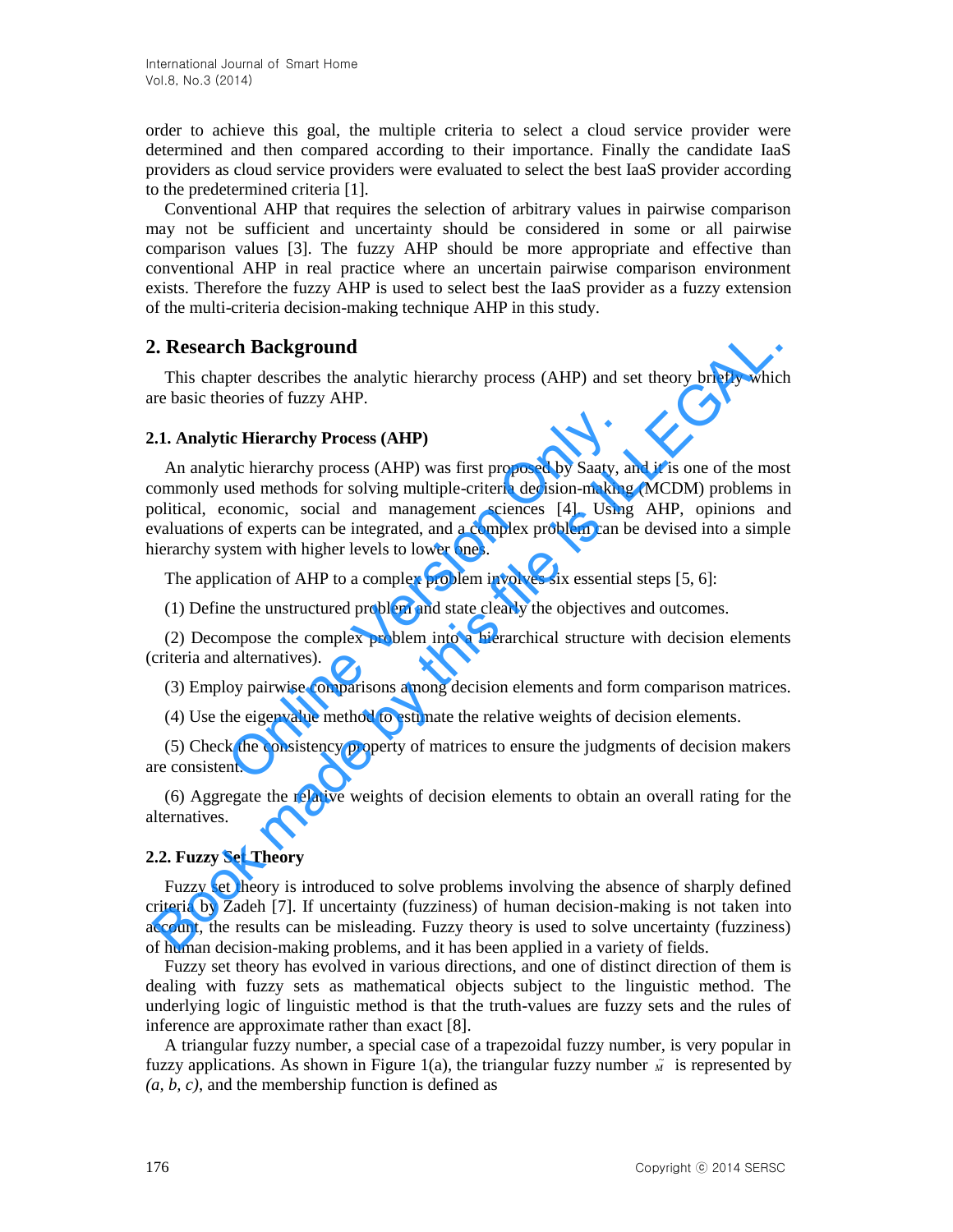order to achieve this goal, the multiple criteria to select a cloud service provider were determined and then compared according to their importance. Finally the candidate IaaS providers as cloud service providers were evaluated to select the best IaaS provider according to the predetermined criteria [1].

Conventional AHP that requires the selection of arbitrary values in pairwise comparison may not be sufficient and uncertainty should be considered in some or all pairwise comparison values [3]. The fuzzy AHP should be more appropriate and effective than conventional AHP in real practice where an uncertain pairwise comparison environment exists. Therefore the fuzzy AHP is used to select best the IaaS provider as a fuzzy extension of the multi-criteria decision-making technique AHP in this study.

## 2. Research Background

This chapter describes the analytic hierarchy process (AHP) and set theory briefly which are basic theories of fuzzy AHP.

### 2.1. Analytic Hierarchy Process (AHP)

An analytic hierarchy process (AHP) was first proposed by Saaty, and it is one of the most commonly used methods for solving multiple-criteria decision-making (MCDM) problems in political, economic, social and management sciences [4]. Using AHP, opinions and evaluations of experts can be integrated, and a complex problem can be devised into a simple hierarchy system with higher levels to lower ones.

The application of AHP to a complex problem involves six essential steps [5, 6]:

(1) Define the unstructured problem and state clearly the objectives and outcomes.

(2) Decompose the complex problem into a hierarchical structure with decision elements (criteria and alternatives).

(3) Employ pairwise comparisons among decision elements and form comparison matrices.

(4) Use the eigenvalue method to estimate the relative weights of decision elements.

(5) Check the consistency property of matrices to ensure the judgments of decision makers are consistent.

(6) Aggregate the relative weights of decision elements to obtain an overall rating for the alternatives.

### 2.2. Fuzzy Set Theory

Fuzzy set theory is introduced to solve problems involving the absence of sharply defined criteria by Zadeh [7]. If uncertainty (fuzziness) of human decision-making is not taken into account, the results can be misleading. Fuzzy theory is used to solve uncertainty (fuzziness) of human decision-making problems, and it has been applied in a variety of fields.

Fuzzy set theory has evolved in various directions, and one of distinct direction of them is dealing with fuzzy sets as mathematical objects subject to the linguistic method. The underlying logic of linguistic method is that the truth-values are fuzzy sets and the rules of inference are approximate rather than exact [8].

A triangular fuzzy number, a special case of a trapezoidal fuzzy number, is very popular in fuzzy applications. As shown in Figure 1(a), the triangular fuzzy number $\tilde{M}$ is represented by *(a, b, c)*, and the membership function is defined as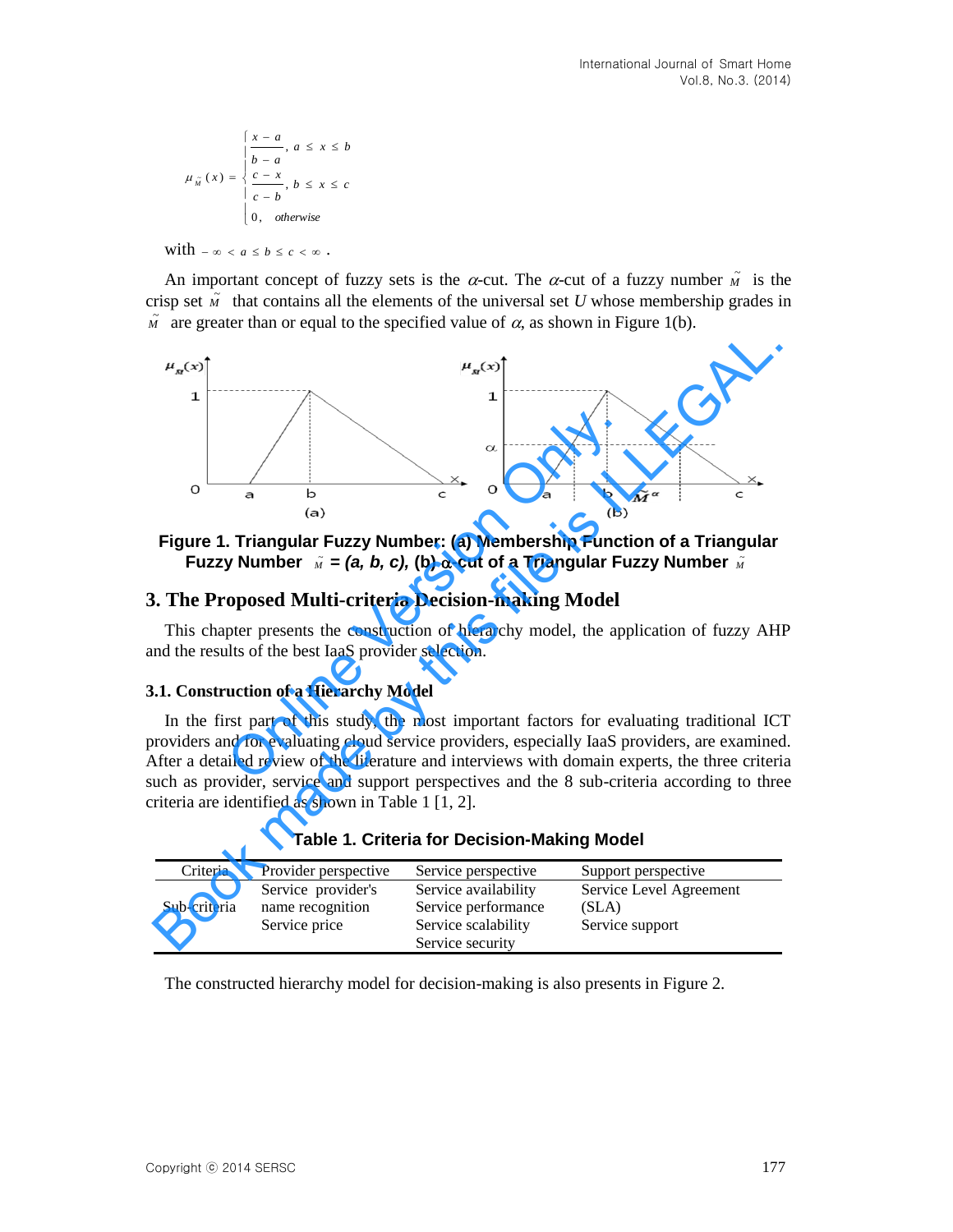$$\mu_{\tilde{M}}(x) = \begin{cases} \dfrac{x-a}{b-a}, & a \le x \le b \\ \dfrac{c-x}{c-b}, & b \le x \le c \\ 0, & otherwise \end{cases}$$

with $-\infty < a \le b \le c < \infty$.

An important concept of fuzzy sets is the $\alpha$-cut. The $\alpha$-cut of a fuzzy number $\tilde{M}$ is the crisp set $\tilde{M}$ that contains all the elements of the universal set $U$ whose membership grades in $\tilde{M}$ are greater than or equal to the specified value of $\alpha$, as shown in Figure 1(b).

**Figure 1. Triangular Fuzzy Number: (a) Membership Function of a Triangular Fuzzy Number $\tilde{M}$ = (a, b, c), (b) α-cut of a Triangular Fuzzy Number $\tilde{M}$**

## 3. The Proposed Multi-criteria Decision-making Model

This chapter presents the construction of hierarchy model, the application of fuzzy AHP and the results of the best IaaS provider selection.

### 3.1. Construction of a Hierarchy Model

In the first part of this study, the most important factors for evaluating traditional ICT providers and for evaluating cloud service providers, especially IaaS providers, are examined. After a detailed review of the literature and interviews with domain experts, the three criteria such as provider, service and support perspectives and the 8 sub-criteria according to three criteria are identified as shown in Table 1 [1, 2].

**Table 1. Criteria for Decision-Making Model**

| Criteria | Provider perspective | Service perspective | Support perspective |
|---|---|---|---|
| Sub-criteria | Service provider's name recognition<br>Service price | Service availability<br>Service performance<br>Service scalability<br>Service security | Service Level Agreement (SLA)<br>Service support |

The constructed hierarchy model for decision-making is also presents in Figure 2.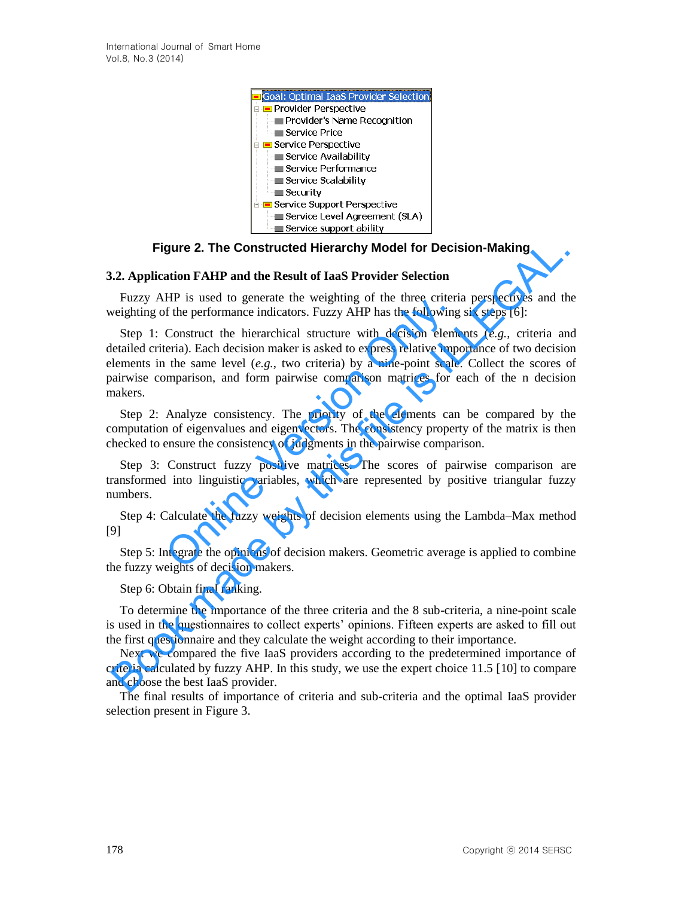- Goal: Optimal IaaS Provider Selection
  - Provider Perspective
    - Provider's Name Recognition
    - Service Price
  - Service Perspective
    - Service Availability
    - Service Performance
    - Service Scalability
    - Security
  - Service Support Perspective
    - Service Level Agreement (SLA)
    - Service support ability

**Figure 2. The Constructed Hierarchy Model for Decision-Making**

### 3.2. Application FAHP and the Result of IaaS Provider Selection

Fuzzy AHP is used to generate the weighting of the three criteria perspectives and the weighting of the performance indicators. Fuzzy AHP has the following six steps [6]:

Step 1: Construct the hierarchical structure with decision elements (*e.g.*, criteria and detailed criteria). Each decision maker is asked to express relative importance of two decision elements in the same level (*e.g.*, two criteria) by a nine-point scale. Collect the scores of pairwise comparison, and form pairwise comparison matrices for each of the n decision makers.

Step 2: Analyze consistency. The priority of the elements can be compared by the computation of eigenvalues and eigenvectors. The consistency property of the matrix is then checked to ensure the consistency of judgments in the pairwise comparison.

Step 3: Construct fuzzy positive matrices. The scores of pairwise comparison are transformed into linguistic variables, which are represented by positive triangular fuzzy numbers.

Step 4: Calculate the fuzzy weights of decision elements using the Lambda–Max method [9]

Step 5: Integrate the opinions of decision makers. Geometric average is applied to combine the fuzzy weights of decision makers.

Step 6: Obtain final ranking.

To determine the importance of the three criteria and the 8 sub-criteria, a nine-point scale is used in the questionnaires to collect experts' opinions. Fifteen experts are asked to fill out the first questionnaire and they calculate the weight according to their importance.

Next we compared the five IaaS providers according to the predetermined importance of criteria calculated by fuzzy AHP. In this study, we use the expert choice 11.5 [10] to compare and choose the best IaaS provider.

The final results of importance of criteria and sub-criteria and the optimal IaaS provider selection present in Figure 3.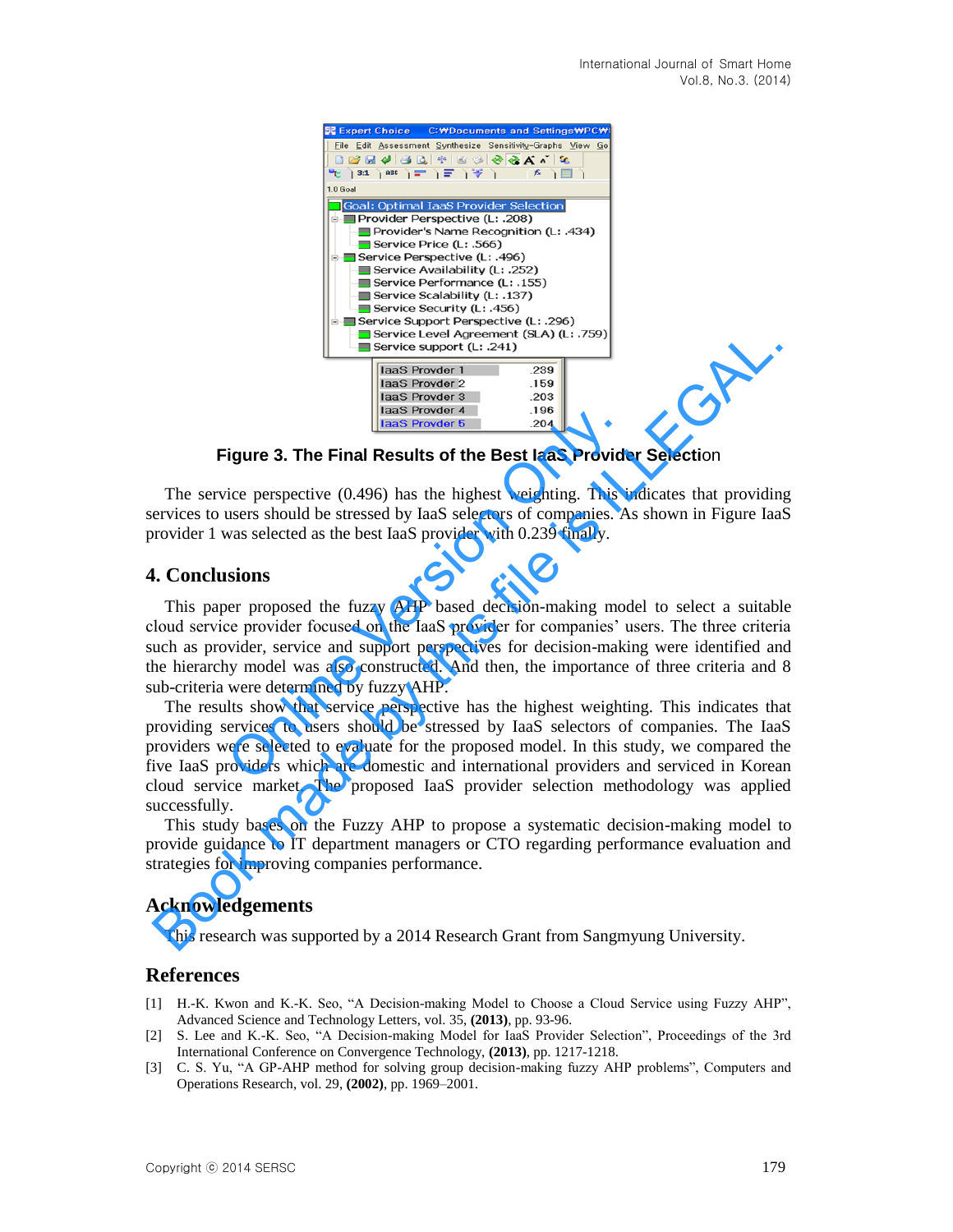Figure 3. The Final Results of the Best IaaS Provider Selection

The service perspective (0.496) has the highest weighting. This indicates that providing services to users should be stressed by IaaS selectors of companies. As shown in Figure IaaS provider 1 was selected as the best IaaS provider with 0.239 finally.

## 4. Conclusions

This paper proposed the fuzzy AHP based decision-making model to select a suitable cloud service provider focused on the IaaS provider for companies' users. The three criteria such as provider, service and support perspectives for decision-making were identified and the hierarchy model was also constructed. And then, the importance of three criteria and 8 sub-criteria were determined by fuzzy AHP.

The results show that service perspective has the highest weighting. This indicates that providing services to users should be stressed by IaaS selectors of companies. The IaaS providers were selected to evaluate for the proposed model. In this study, we compared the five IaaS providers which are domestic and international providers and serviced in Korean cloud service market. The proposed IaaS provider selection methodology was applied successfully.

This study bases on the Fuzzy AHP to propose a systematic decision-making model to provide guidance to IT department managers or CTO regarding performance evaluation and strategies for improving companies performance.

## Acknowledgements

This research was supported by a 2014 Research Grant from Sangmyung University.

## References

[1] H.-K. Kwon and K.-K. Seo, "A Decision-making Model to Choose a Cloud Service using Fuzzy AHP", Advanced Science and Technology Letters, vol. 35, **(2013)**, pp. 93-96.

[2] S. Lee and K.-K. Seo, "A Decision-making Model for IaaS Provider Selection", Proceedings of the 3rd International Conference on Convergence Technology, **(2013)**, pp. 1217-1218.

[3] C. S. Yu, "A GP-AHP method for solving group decision-making fuzzy AHP problems", Computers and Operations Research, vol. 29, **(2002)**, pp. 1969–2001.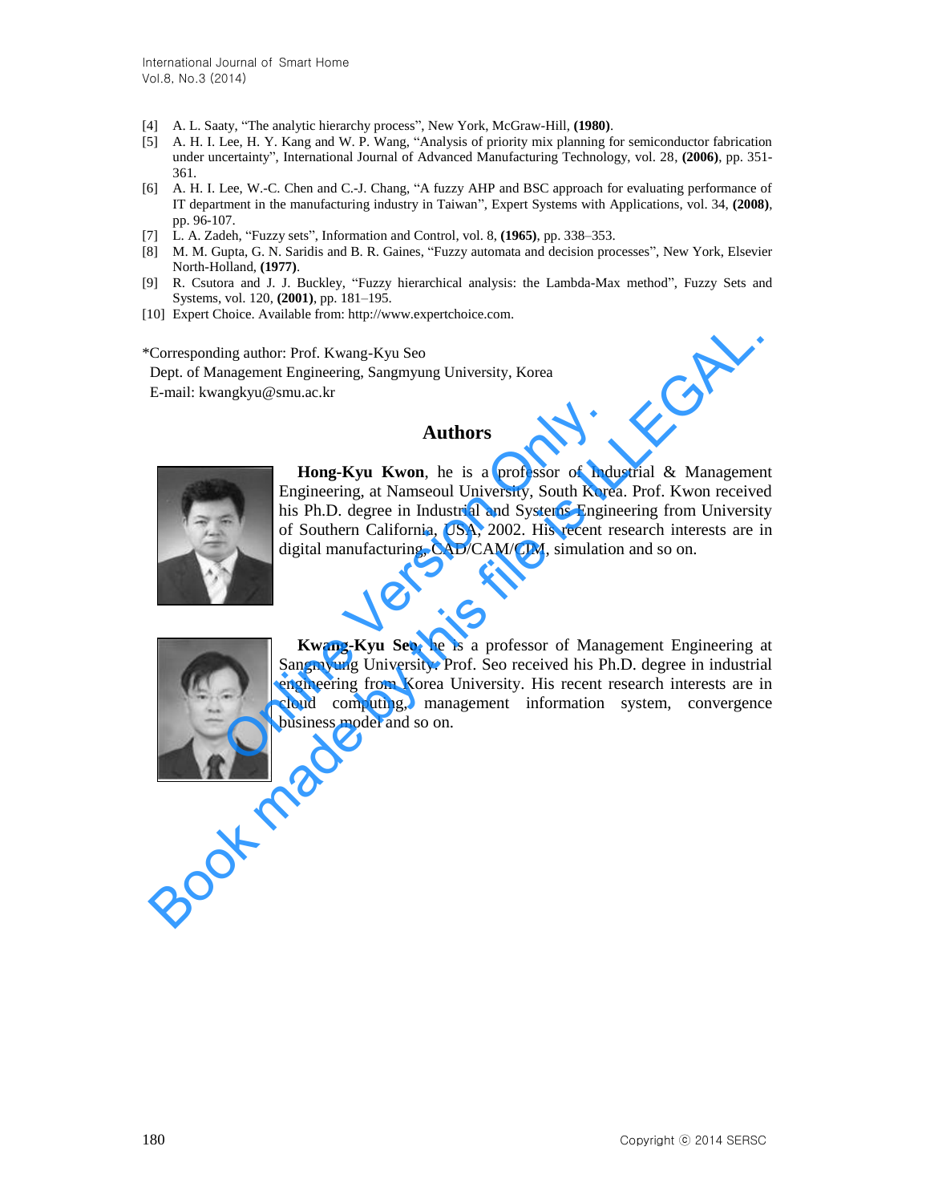[4] A. L. Saaty, "The analytic hierarchy process", New York, McGraw-Hill, **(1980)**.

[5] A. H. I. Lee, H. Y. Kang and W. P. Wang, "Analysis of priority mix planning for semiconductor fabrication under uncertainty", International Journal of Advanced Manufacturing Technology, vol. 28, **(2006)**, pp. 351-361.

[6] A. H. I. Lee, W.-C. Chen and C.-J. Chang, "A fuzzy AHP and BSC approach for evaluating performance of IT department in the manufacturing industry in Taiwan", Expert Systems with Applications, vol. 34, **(2008)**, pp. 96-107.

[7] L. A. Zadeh, "Fuzzy sets", Information and Control, vol. 8, **(1965)**, pp. 338–353.

[8] M. M. Gupta, G. N. Saridis and B. R. Gaines, "Fuzzy automata and decision processes", New York, Elsevier North-Holland, **(1977)**.

[9] R. Csutora and J. J. Buckley, "Fuzzy hierarchical analysis: the Lambda-Max method", Fuzzy Sets and Systems, vol. 120, **(2001)**, pp. 181–195.

[10] Expert Choice. Available from: http://www.expertchoice.com.

*Corresponding author: Prof. Kwang-Kyu Seo
Dept. of Management Engineering, Sangmyung University, Korea
E-mail: kwangkyu@smu.ac.kr

## Authors

**Hong-Kyu Kwon**, he is a professor of Industrial & Management Engineering, at Namseoul University, South Korea. Prof. Kwon received his Ph.D. degree in Industrial and Systems Engineering from University of Southern California, USA, 2002. His recent research interests are in digital manufacturing, CAD/CAM/CIM, simulation and so on.

**Kwang-Kyu Seo**, he is a professor of Management Engineering at Sangmyung University. Prof. Seo received his Ph.D. degree in industrial engineering from Korea University. His recent research interests are in cloud computing, management information system, convergence business model and so on.